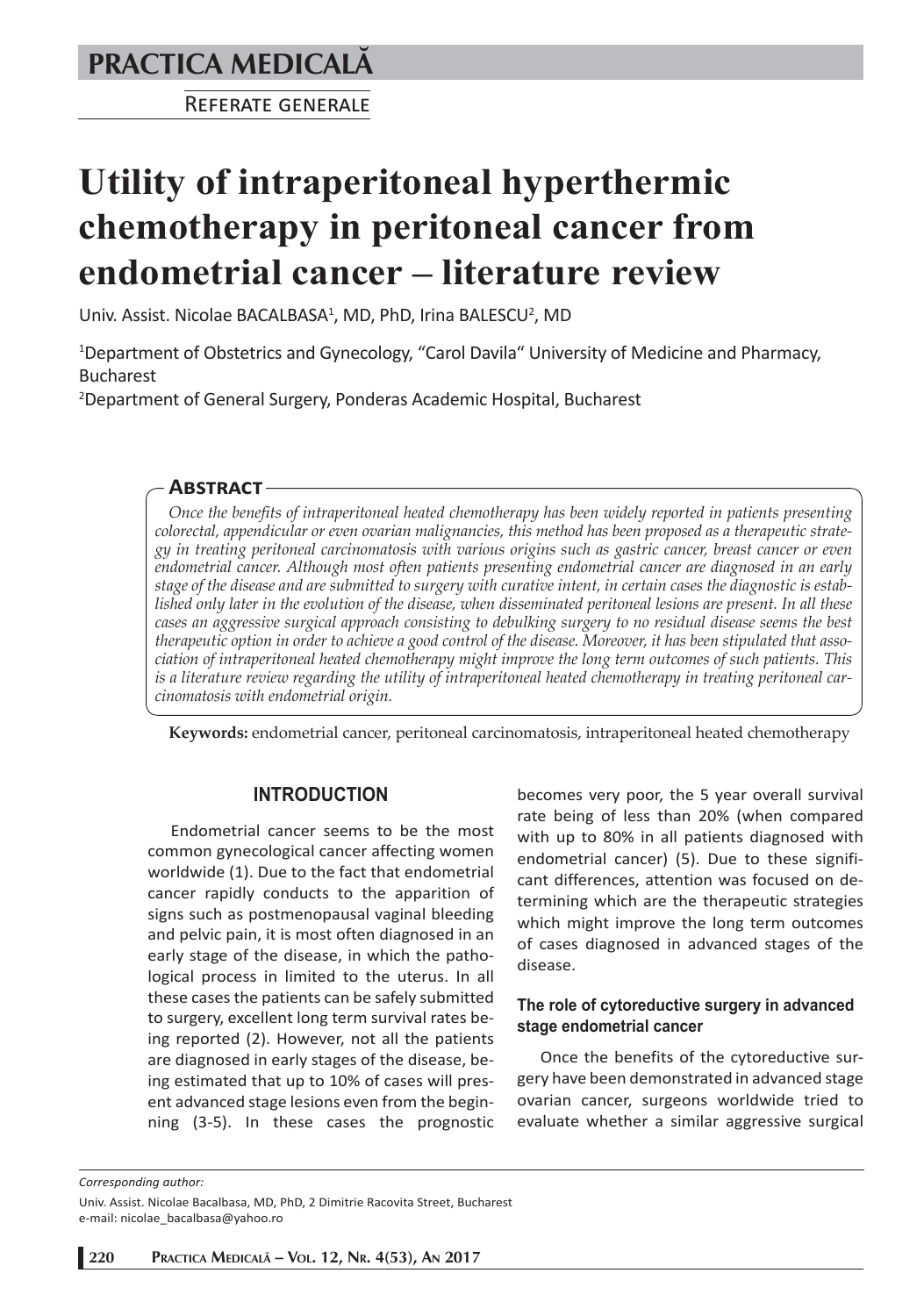# Utility of intraperitoneal hyperthermic chemotherapy in peritoneal cancer from endometrial cancer – literature review

Univ. Assist. Nicolae BACALBASA[1], MD, PhD, Irina BALESCU[2], MD

[1]Department of Obstetrics and Gynecology, "Carol Davila" University of Medicine and Pharmacy, Bucharest

[2]Department of General Surgery, Ponderas Academic Hospital, Bucharest

## Abstract

*Once the benefits of intraperitoneal heated chemotherapy has been widely reported in patients presenting colorectal, appendicular or even ovarian malignancies, this method has been proposed as a therapeutic strategy in treating peritoneal carcinomatosis with various origins such as gastric cancer, breast cancer or even endometrial cancer. Although most often patients presenting endometrial cancer are diagnosed in an early stage of the disease and are submitted to surgery with curative intent, in certain cases the diagnostic is established only later in the evolution of the disease, when disseminated peritoneal lesions are present. In all these cases an aggressive surgical approach consisting to debulking surgery to no residual disease seems the best therapeutic option in order to achieve a good control of the disease. Moreover, it has been stipulated that association of intraperitoneal heated chemotherapy might improve the long term outcomes of such patients. This is a literature review regarding the utility of intraperitoneal heated chemotherapy in treating peritoneal carcinomatosis with endometrial origin.*

**Keywords:** endometrial cancer, peritoneal carcinomatosis, intraperitoneal heated chemotherapy

## INTRODUCTION

Endometrial cancer seems to be the most common gynecological cancer affecting women worldwide (1). Due to the fact that endometrial cancer rapidly conducts to the apparition of signs such as postmenopausal vaginal bleeding and pelvic pain, it is most often diagnosed in an early stage of the disease, in which the pathological process in limited to the uterus. In all these cases the patients can be safely submitted to surgery, excellent long term survival rates being reported (2). However, not all the patients are diagnosed in early stages of the disease, being estimated that up to 10% of cases will present advanced stage lesions even from the beginning (3-5). In these cases the prognostic becomes very poor, the 5 year overall survival rate being of less than 20% (when compared with up to 80% in all patients diagnosed with endometrial cancer) (5). Due to these significant differences, attention was focused on determining which are the therapeutic strategies which might improve the long term outcomes of cases diagnosed in advanced stages of the disease.

### The role of cytoreductive surgery in advanced stage endometrial cancer

Once the benefits of the cytoreductive surgery have been demonstrated in advanced stage ovarian cancer, surgeons worldwide tried to evaluate whether a similar aggressive surgical

*Corresponding author:*

Univ. Assist. Nicolae Bacalbasa, MD, PhD, 2 Dimitrie Racovita Street, Bucharest
e-mail: nicolae_bacalbasa@yahoo.ro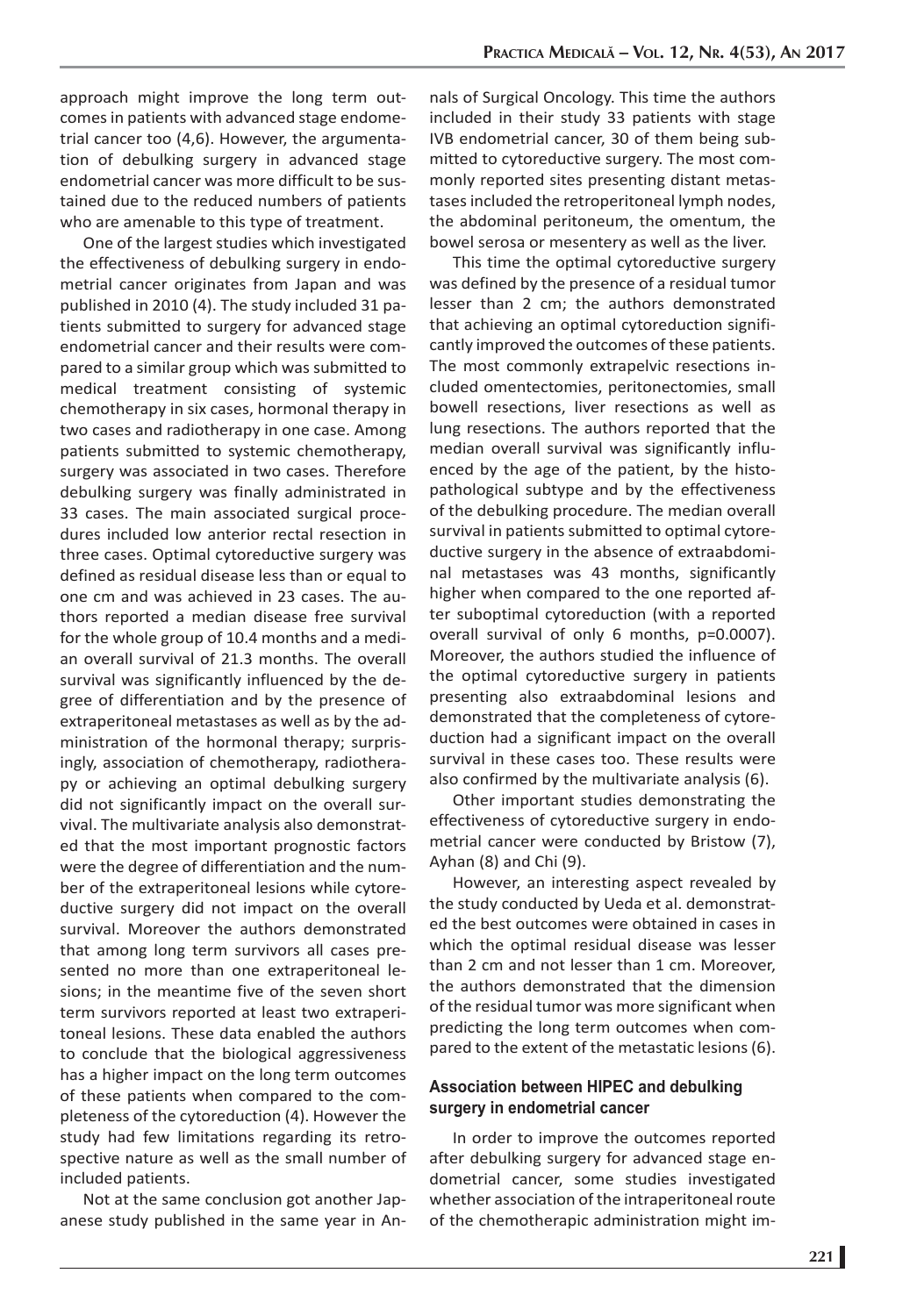approach might improve the long term outcomes in patients with advanced stage endometrial cancer too (4,6). However, the argumentation of debulking surgery in advanced stage endometrial cancer was more difficult to be sustained due to the reduced numbers of patients who are amenable to this type of treatment.

One of the largest studies which investigated the effectiveness of debulking surgery in endometrial cancer originates from Japan and was published in 2010 (4). The study included 31 patients submitted to surgery for advanced stage endometrial cancer and their results were compared to a similar group which was submitted to medical treatment consisting of systemic chemotherapy in six cases, hormonal therapy in two cases and radiotherapy in one case. Among patients submitted to systemic chemotherapy, surgery was associated in two cases. Therefore debulking surgery was finally administrated in 33 cases. The main associated surgical procedures included low anterior rectal resection in three cases. Optimal cytoreductive surgery was defined as residual disease less than or equal to one cm and was achieved in 23 cases. The authors reported a median disease free survival for the whole group of 10.4 months and a median overall survival of 21.3 months. The overall survival was significantly influenced by the degree of differentiation and by the presence of extraperitoneal metastases as well as by the administration of the hormonal therapy; surprisingly, association of chemotherapy, radiotherapy or achieving an optimal debulking surgery did not significantly impact on the overall survival. The multivariate analysis also demonstrated that the most important prognostic factors were the degree of differentiation and the number of the extraperitoneal lesions while cytoreductive surgery did not impact on the overall survival. Moreover the authors demonstrated that among long term survivors all cases presented no more than one extraperitoneal lesions; in the meantime five of the seven short term survivors reported at least two extraperitoneal lesions. These data enabled the authors to conclude that the biological aggressiveness has a higher impact on the long term outcomes of these patients when compared to the completeness of the cytoreduction (4). However the study had few limitations regarding its retrospective nature as well as the small number of included patients.

Not at the same conclusion got another Japanese study published in the same year in Annals of Surgical Oncology. This time the authors included in their study 33 patients with stage IVB endometrial cancer, 30 of them being submitted to cytoreductive surgery. The most commonly reported sites presenting distant metastases included the retroperitoneal lymph nodes, the abdominal peritoneum, the omentum, the bowel serosa or mesentery as well as the liver.

This time the optimal cytoreductive surgery was defined by the presence of a residual tumor lesser than 2 cm; the authors demonstrated that achieving an optimal cytoreduction significantly improved the outcomes of these patients. The most commonly extrapelvic resections included omentectomies, peritonectomies, small bowell resections, liver resections as well as lung resections. The authors reported that the median overall survival was significantly influenced by the age of the patient, by the histopathological subtype and by the effectiveness of the debulking procedure. The median overall survival in patients submitted to optimal cytoreductive surgery in the absence of extraabdominal metastases was 43 months, significantly higher when compared to the one reported after suboptimal cytoreduction (with a reported overall survival of only 6 months, p=0.0007). Moreover, the authors studied the influence of the optimal cytoreductive surgery in patients presenting also extraabdominal lesions and demonstrated that the completeness of cytoreduction had a significant impact on the overall survival in these cases too. These results were also confirmed by the multivariate analysis (6).

Other important studies demonstrating the effectiveness of cytoreductive surgery in endometrial cancer were conducted by Bristow (7), Ayhan (8) and Chi (9).

However, an interesting aspect revealed by the study conducted by Ueda et al. demonstrated the best outcomes were obtained in cases in which the optimal residual disease was lesser than 2 cm and not lesser than 1 cm. Moreover, the authors demonstrated that the dimension of the residual tumor was more significant when predicting the long term outcomes when compared to the extent of the metastatic lesions (6).

### Association between HIPEC and debulking surgery in endometrial cancer

In order to improve the outcomes reported after debulking surgery for advanced stage endometrial cancer, some studies investigated whether association of the intraperitoneal route of the chemotherapic administration might im-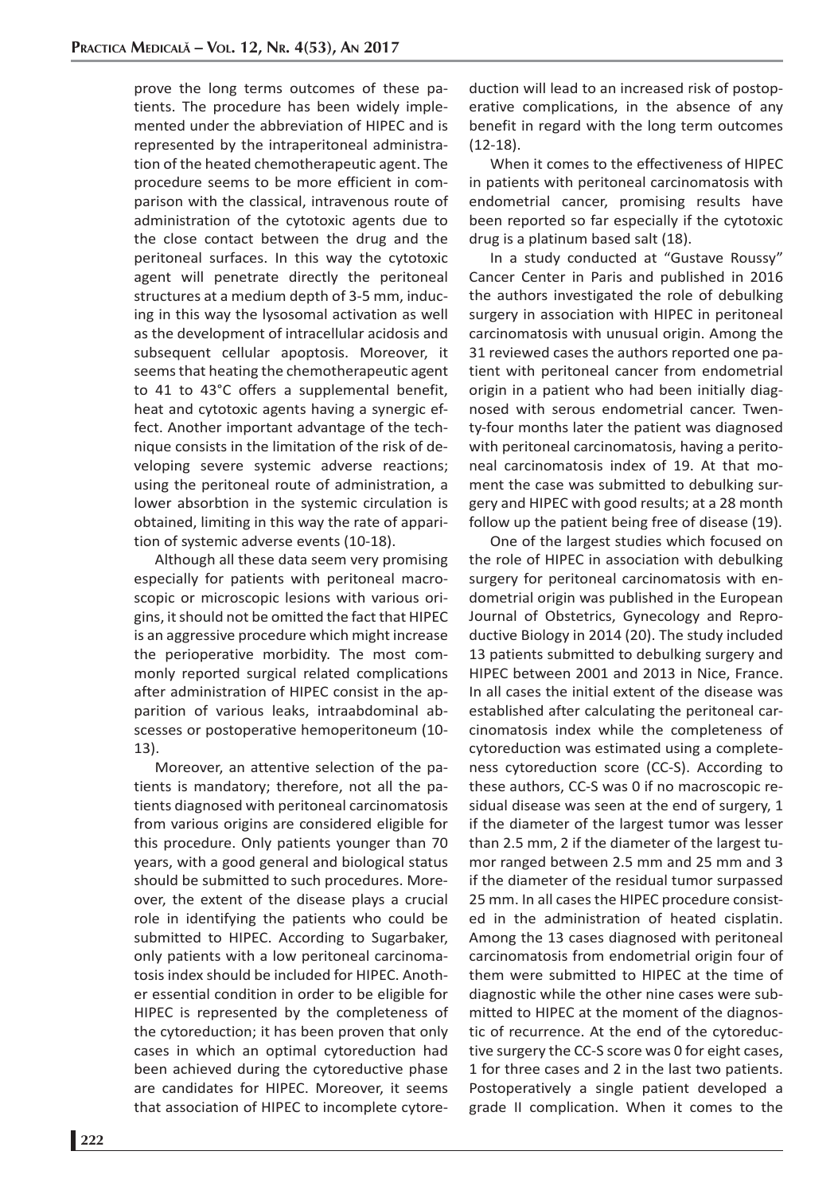prove the long terms outcomes of these patients. The procedure has been widely implemented under the abbreviation of HIPEC and is represented by the intraperitoneal administration of the heated chemotherapeutic agent. The procedure seems to be more efficient in comparison with the classical, intravenous route of administration of the cytotoxic agents due to the close contact between the drug and the peritoneal surfaces. In this way the cytotoxic agent will penetrate directly the peritoneal structures at a medium depth of 3-5 mm, inducing in this way the lysosomal activation as well as the development of intracellular acidosis and subsequent cellular apoptosis. Moreover, it seems that heating the chemotherapeutic agent to 41 to 43°C offers a supplemental benefit, heat and cytotoxic agents having a synergic effect. Another important advantage of the technique consists in the limitation of the risk of developing severe systemic adverse reactions; using the peritoneal route of administration, a lower absorbtion in the systemic circulation is obtained, limiting in this way the rate of apparition of systemic adverse events (10-18).

Although all these data seem very promising especially for patients with peritoneal macroscopic or microscopic lesions with various origins, it should not be omitted the fact that HIPEC is an aggressive procedure which might increase the perioperative morbidity. The most commonly reported surgical related complications after administration of HIPEC consist in the apparition of various leaks, intraabdominal abscesses or postoperative hemoperitoneum (10-13).

Moreover, an attentive selection of the patients is mandatory; therefore, not all the patients diagnosed with peritoneal carcinomatosis from various origins are considered eligible for this procedure. Only patients younger than 70 years, with a good general and biological status should be submitted to such procedures. Moreover, the extent of the disease plays a crucial role in identifying the patients who could be submitted to HIPEC. According to Sugarbaker, only patients with a low peritoneal carcinomatosis index should be included for HIPEC. Another essential condition in order to be eligible for HIPEC is represented by the completeness of the cytoreduction; it has been proven that only cases in which an optimal cytoreduction had been achieved during the cytoreductive phase are candidates for HIPEC. Moreover, it seems that association of HIPEC to incomplete cytoreduction will lead to an increased risk of postoperative complications, in the absence of any benefit in regard with the long term outcomes (12-18).

When it comes to the effectiveness of HIPEC in patients with peritoneal carcinomatosis with endometrial cancer, promising results have been reported so far especially if the cytotoxic drug is a platinum based salt (18).

In a study conducted at "Gustave Roussy" Cancer Center in Paris and published in 2016 the authors investigated the role of debulking surgery in association with HIPEC in peritoneal carcinomatosis with unusual origin. Among the 31 reviewed cases the authors reported one patient with peritoneal cancer from endometrial origin in a patient who had been initially diagnosed with serous endometrial cancer. Twenty-four months later the patient was diagnosed with peritoneal carcinomatosis, having a peritoneal carcinomatosis index of 19. At that moment the case was submitted to debulking surgery and HIPEC with good results; at a 28 month follow up the patient being free of disease (19).

One of the largest studies which focused on the role of HIPEC in association with debulking surgery for peritoneal carcinomatosis with endometrial origin was published in the European Journal of Obstetrics, Gynecology and Reproductive Biology in 2014 (20). The study included 13 patients submitted to debulking surgery and HIPEC between 2001 and 2013 in Nice, France. In all cases the initial extent of the disease was established after calculating the peritoneal carcinomatosis index while the completeness of cytoreduction was estimated using a completeness cytoreduction score (CC-S). According to these authors, CC-S was 0 if no macroscopic residual disease was seen at the end of surgery, 1 if the diameter of the largest tumor was lesser than 2.5 mm, 2 if the diameter of the largest tumor ranged between 2.5 mm and 25 mm and 3 if the diameter of the residual tumor surpassed 25 mm. In all cases the HIPEC procedure consisted in the administration of heated cisplatin. Among the 13 cases diagnosed with peritoneal carcinomatosis from endometrial origin four of them were submitted to HIPEC at the time of diagnostic while the other nine cases were submitted to HIPEC at the moment of the diagnostic of recurrence. At the end of the cytoreductive surgery the CC-S score was 0 for eight cases, 1 for three cases and 2 in the last two patients. Postoperatively a single patient developed a grade II complication. When it comes to the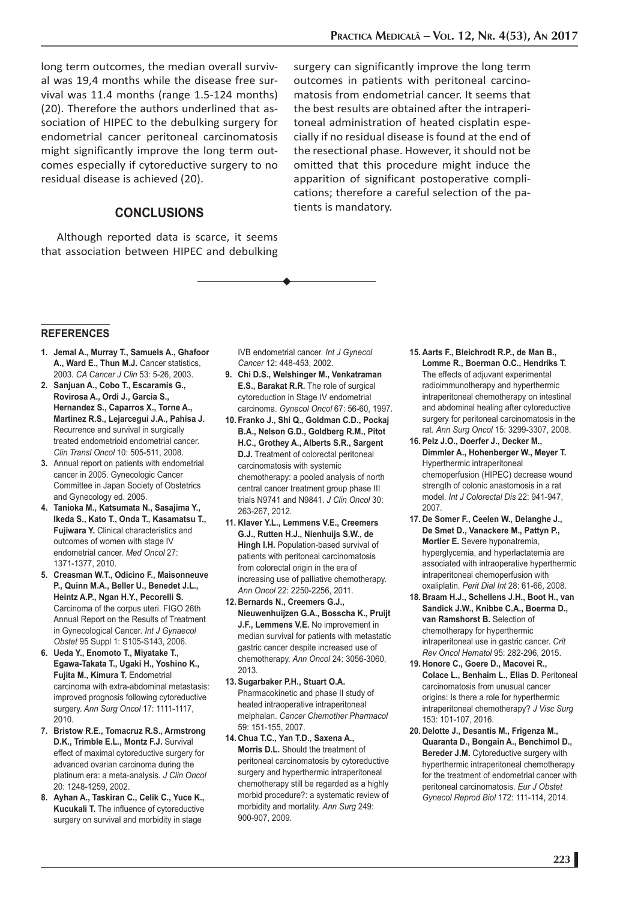long term outcomes, the median overall survival was 19,4 months while the disease free survival was 11.4 months (range 1.5-124 months) (20). Therefore the authors underlined that association of HIPEC to the debulking surgery for endometrial cancer peritoneal carcinomatosis might significantly improve the long term outcomes especially if cytoreductive surgery to no residual disease is achieved (20).

## CONCLUSIONS

Although reported data is scarce, it seems that association between HIPEC and debulking surgery can significantly improve the long term outcomes in patients with peritoneal carcinomatosis from endometrial cancer. It seems that the best results are obtained after the intraperitoneal administration of heated cisplatin especially if no residual disease is found at the end of the resectional phase. However, it should not be omitted that this procedure might induce the apparition of significant postoperative complications; therefore a careful selection of the patients is mandatory.

## REFERENCES

1. **Jemal A., Murray T., Samuels A., Ghafoor A., Ward E., Thun M.J.** Cancer statistics, 2003. *CA Cancer J Clin* 53: 5-26, 2003.
2. **Sanjuan A., Cobo T., Escaramis G., Rovirosa A., Ordi J., Garcia S., Hernandez S., Caparros X., Torne A., Martinez R.S., Lejarcegui J.A., Pahisa J.** Recurrence and survival in surgically treated endometrioid endometrial cancer. *Clin Transl Oncol* 10: 505-511, 2008.
3. Annual report on patients with endometrial cancer in 2005. Gynecologic Cancer Committee in Japan Society of Obstetrics and Gynecology ed. 2005.
4. **Tanioka M., Katsumata N., Sasajima Y., Ikeda S., Kato T., Onda T., Kasamatsu T., Fujiwara Y.** Clinical characteristics and outcomes of women with stage IV endometrial cancer. *Med Oncol* 27: 1371-1377, 2010.
5. **Creasman W.T., Odicino F., Maisonneuve P., Quinn M.A., Beller U., Benedet J.L., Heintz A.P., Ngan H.Y., Pecorelli S.** Carcinoma of the corpus uteri. FIGO 26th Annual Report on the Results of Treatment in Gynecological Cancer. *Int J Gynaecol Obstet* 95 Suppl 1: S105-S143, 2006.
6. **Ueda Y., Enomoto T., Miyatake T., Egawa-Takata T., Ugaki H., Yoshino K., Fujita M., Kimura T.** Endometrial carcinoma with extra-abdominal metastasis: improved prognosis following cytoreductive surgery. *Ann Surg Oncol* 17: 1111-1117, 2010.
7. **Bristow R.E., Tomacruz R.S., Armstrong D.K., Trimble E.L., Montz F.J.** Survival effect of maximal cytoreductive surgery for advanced ovarian carcinoma during the platinum era: a meta-analysis. *J Clin Oncol* 20: 1248-1259, 2002.
8. **Ayhan A., Taskiran C., Celik C., Yuce K., Kucukali T.** The influence of cytoreductive surgery on survival and morbidity in stage IVB endometrial cancer. *Int J Gynecol Cancer* 12: 448-453, 2002.
9. **Chi D.S., Welshinger M., Venkatraman E.S., Barakat R.R.** The role of surgical cytoreduction in Stage IV endometrial carcinoma. *Gynecol Oncol* 67: 56-60, 1997.
10. **Franko J., Shi Q., Goldman C.D., Pockaj B.A., Nelson G.D., Goldberg R.M., Pitot H.C., Grothey A., Alberts S.R., Sargent D.J.** Treatment of colorectal peritoneal carcinomatosis with systemic chemotherapy: a pooled analysis of north central cancer treatment group phase III trials N9741 and N9841. *J Clin Oncol* 30: 263-267, 2012.
11. **Klaver Y.L., Lemmens V.E., Creemers G.J., Rutten H.J., Nienhuijs S.W., de Hingh I.H.** Population-based survival of patients with peritoneal carcinomatosis from colorectal origin in the era of increasing use of palliative chemotherapy. *Ann Oncol* 22: 2250-2256, 2011.
12. **Bernards N., Creemers G.J., Nieuwenhuijzen G.A., Bosscha K., Pruijt J.F., Lemmens V.E.** No improvement in median survival for patients with metastatic gastric cancer despite increased use of chemotherapy. *Ann Oncol* 24: 3056-3060, 2013.
13. **Sugarbaker P.H., Stuart O.A.** Pharmacokinetic and phase II study of heated intraoperative intraperitoneal melphalan. *Cancer Chemother Pharmacol* 59: 151-155, 2007.
14. **Chua T.C., Yan T.D., Saxena A., Morris D.L.** Should the treatment of peritoneal carcinomatosis by cytoreductive surgery and hyperthermic intraperitoneal chemotherapy still be regarded as a highly morbid procedure?: a systematic review of morbidity and mortality. *Ann Surg* 249: 900-907, 2009.
15. **Aarts F., Bleichrodt R.P., de Man B., Lomme R., Boerman O.C., Hendriks T.** The effects of adjuvant experimental radioimmunotherapy and hyperthermic intraperitoneal chemotherapy on intestinal and abdominal healing after cytoreductive surgery for peritoneal carcinomatosis in the rat. *Ann Surg Oncol* 15: 3299-3307, 2008.
16. **Pelz J.O., Doerfer J., Decker M., Dimmler A., Hohenberger W., Meyer T.** Hyperthermic intraperitoneal chemoperfusion (HIPEC) decrease wound strength of colonic anastomosis in a rat model. *Int J Colorectal Dis* 22: 941-947, 2007.
17. **De Somer F., Ceelen W., Delanghe J., De Smet D., Vanackere M., Pattyn P., Mortier E.** Severe hyponatremia, hyperglycemia, and hyperlactatemia are associated with intraoperative hyperthermic intraperitoneal chemoperfusion with oxaliplatin. *Perit Dial Int* 28: 61-66, 2008.
18. **Braam H.J., Schellens J.H., Boot H., van Sandick J.W., Knibbe C.A., Boerma D., van Ramshorst B.** Selection of chemotherapy for hyperthermic intraperitoneal use in gastric cancer. *Crit Rev Oncol Hematol* 95: 282-296, 2015.
19. **Honore C., Goere D., Macovei R., Colace L., Benhaim L., Elias D.** Peritoneal carcinomatosis from unusual cancer origins: Is there a role for hyperthermic intraperitoneal chemotherapy? *J Visc Surg* 153: 101-107, 2016.
20. **Delotte J., Desantis M., Frigenza M., Quaranta D., Bongain A., Benchimol D., Bereder J.M.** Cytoreductive surgery with hyperthermic intraperitoneal chemotherapy for the treatment of endometrial cancer with peritoneal carcinomatosis. *Eur J Obstet Gynecol Reprod Biol* 172: 111-114, 2014.